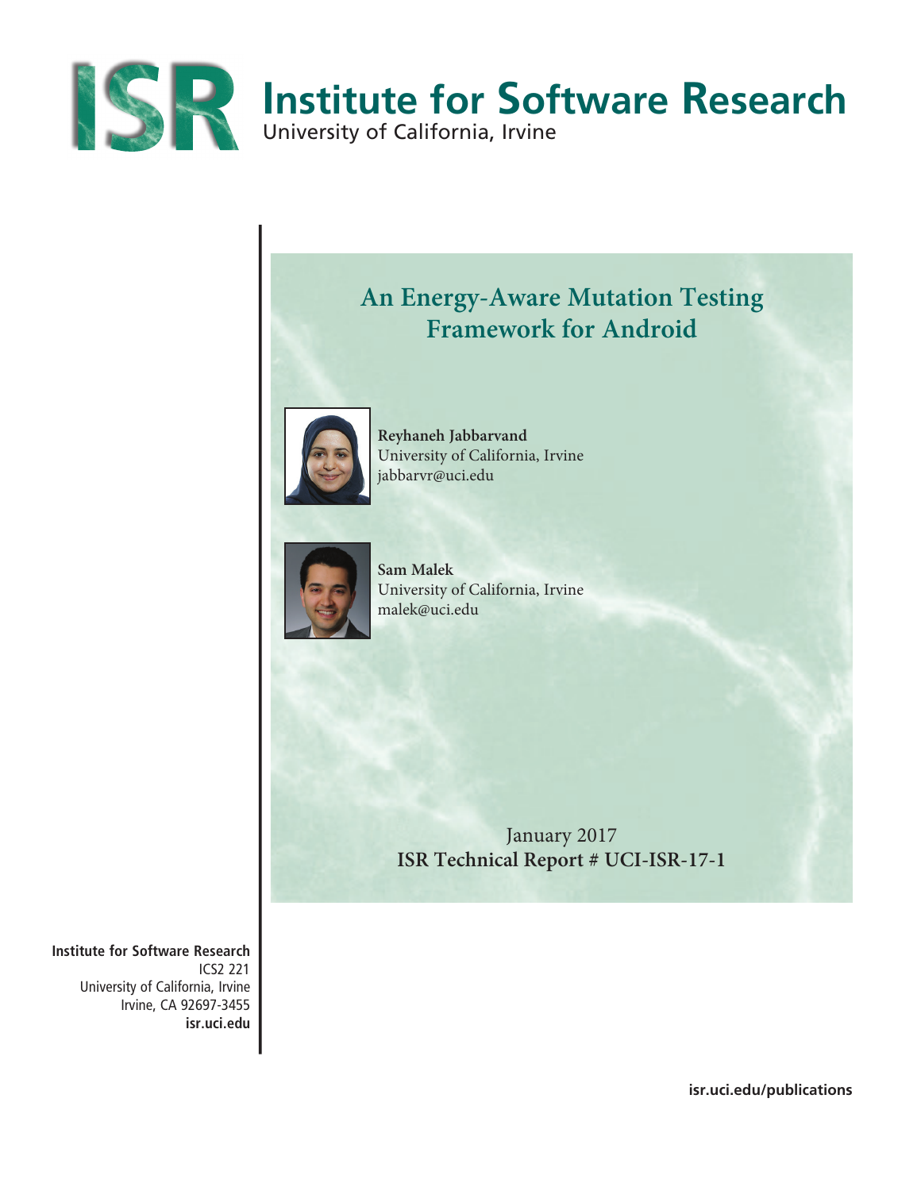# Institute for Software Research

University of California, Irvine

## An Energy-Aware Mutation Testing Framework for Android

**Reyhaneh Jabbarvand**
University of California, Irvine
jabbarvr@uci.edu

**Sam Malek**
University of California, Irvine
malek@uci.edu

January 2017
**ISR Technical Report # UCI-ISR-17-1**

**Institute for Software Research**
ICS2 221
University of California, Irvine
Irvine, CA 92697-3455
**isr.uci.edu**

**isr.uci.edu/publications**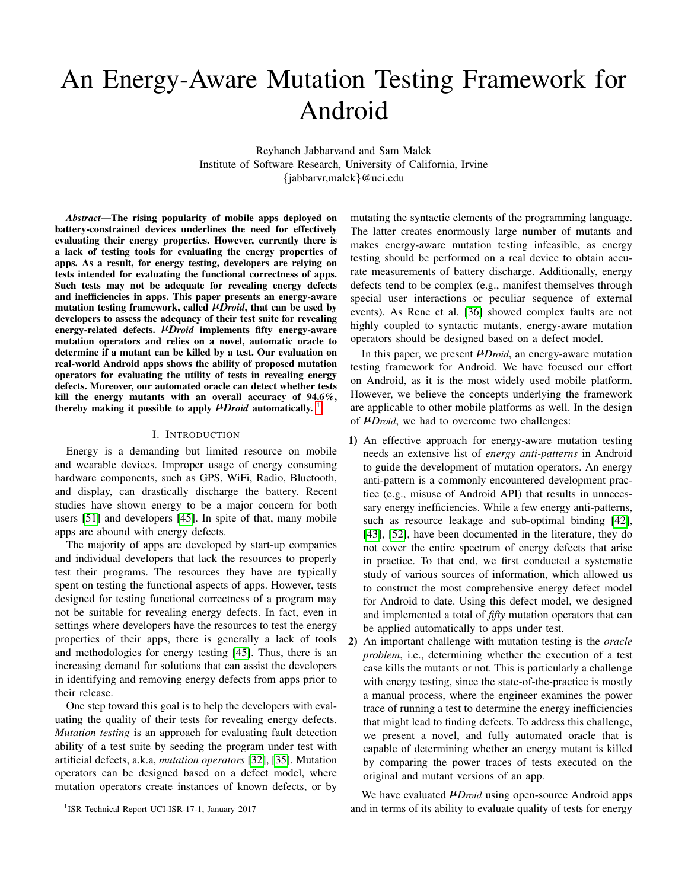# An Energy-Aware Mutation Testing Framework for Android

Reyhaneh Jabbarvand and Sam Malek
Institute of Software Research, University of California, Irvine
{jabbarvr,malek}@uci.edu

***Abstract*—The rising popularity of mobile apps deployed on battery-constrained devices underlines the need for effectively evaluating their energy properties. However, currently there is a lack of testing tools for evaluating the energy properties of apps. As a result, for energy testing, developers are relying on tests intended for evaluating the functional correctness of apps. Such tests may not be adequate for revealing energy defects and inefficiencies in apps. This paper presents an energy-aware mutation testing framework, called *μDroid*, that can be used by developers to assess the adequacy of their test suite for revealing energy-related defects. *μDroid* implements fifty energy-aware mutation operators and relies on a novel, automatic oracle to determine if a mutant can be killed by a test. Our evaluation on real-world Android apps shows the ability of proposed mutation operators for evaluating the utility of tests in revealing energy defects. Moreover, our automated oracle can detect whether tests kill the energy mutants with an overall accuracy of 94.6%, thereby making it possible to apply *μDroid* automatically.** [1]

## I. Introduction

Energy is a demanding but limited resource on mobile and wearable devices. Improper usage of energy consuming hardware components, such as GPS, WiFi, Radio, Bluetooth, and display, can drastically discharge the battery. Recent studies have shown energy to be a major concern for both users [51] and developers [45]. In spite of that, many mobile apps are abound with energy defects.

The majority of apps are developed by start-up companies and individual developers that lack the resources to properly test their programs. The resources they have are typically spent on testing the functional aspects of apps. However, tests designed for testing functional correctness of a program may not be suitable for revealing energy defects. In fact, even in settings where developers have the resources to test the energy properties of their apps, there is generally a lack of tools and methodologies for energy testing [45]. Thus, there is an increasing demand for solutions that can assist the developers in identifying and removing energy defects from apps prior to their release.

One step toward this goal is to help the developers with evaluating the quality of their tests for revealing energy defects. *Mutation testing* is an approach for evaluating fault detection ability of a test suite by seeding the program under test with artificial defects, a.k.a, *mutation operators* [32], [35]. Mutation operators can be designed based on a defect model, where mutation operators create instances of known defects, or by mutating the syntactic elements of the programming language. The latter creates enormously large number of mutants and makes energy-aware mutation testing infeasible, as energy testing should be performed on a real device to obtain accurate measurements of battery discharge. Additionally, energy defects tend to be complex (e.g., manifest themselves through special user interactions or peculiar sequence of external events). As Rene et al. [36] showed complex faults are not highly coupled to syntactic mutants, energy-aware mutation operators should be designed based on a defect model.

In this paper, we present *μDroid*, an energy-aware mutation testing framework for Android. We have focused our effort on Android, as it is the most widely used mobile platform. However, we believe the concepts underlying the framework are applicable to other mobile platforms as well. In the design of *μDroid*, we had to overcome two challenges:

1) An effective approach for energy-aware mutation testing needs an extensive list of *energy anti-patterns* in Android to guide the development of mutation operators. An energy anti-pattern is a commonly encountered development practice (e.g., misuse of Android API) that results in unnecessary energy inefficiencies. While a few energy anti-patterns, such as resource leakage and sub-optimal binding [42], [43], [52], have been documented in the literature, they do not cover the entire spectrum of energy defects that arise in practice. To that end, we first conducted a systematic study of various sources of information, which allowed us to construct the most comprehensive energy defect model for Android to date. Using this defect model, we designed and implemented a total of *fifty* mutation operators that can be applied automatically to apps under test.
2) An important challenge with mutation testing is the *oracle problem*, i.e., determining whether the execution of a test case kills the mutants or not. This is particularly a challenge with energy testing, since the state-of-the-practice is mostly a manual process, where the engineer examines the power trace of running a test to determine the energy inefficiencies that might lead to finding defects. To address this challenge, we present a novel, and fully automated oracle that is capable of determining whether an energy mutant is killed by comparing the power traces of tests executed on the original and mutant versions of an app.

We have evaluated *μDroid* using open-source Android apps and in terms of its ability to evaluate quality of tests for energy

[1] ISR Technical Report UCI-ISR-17-1, January 2017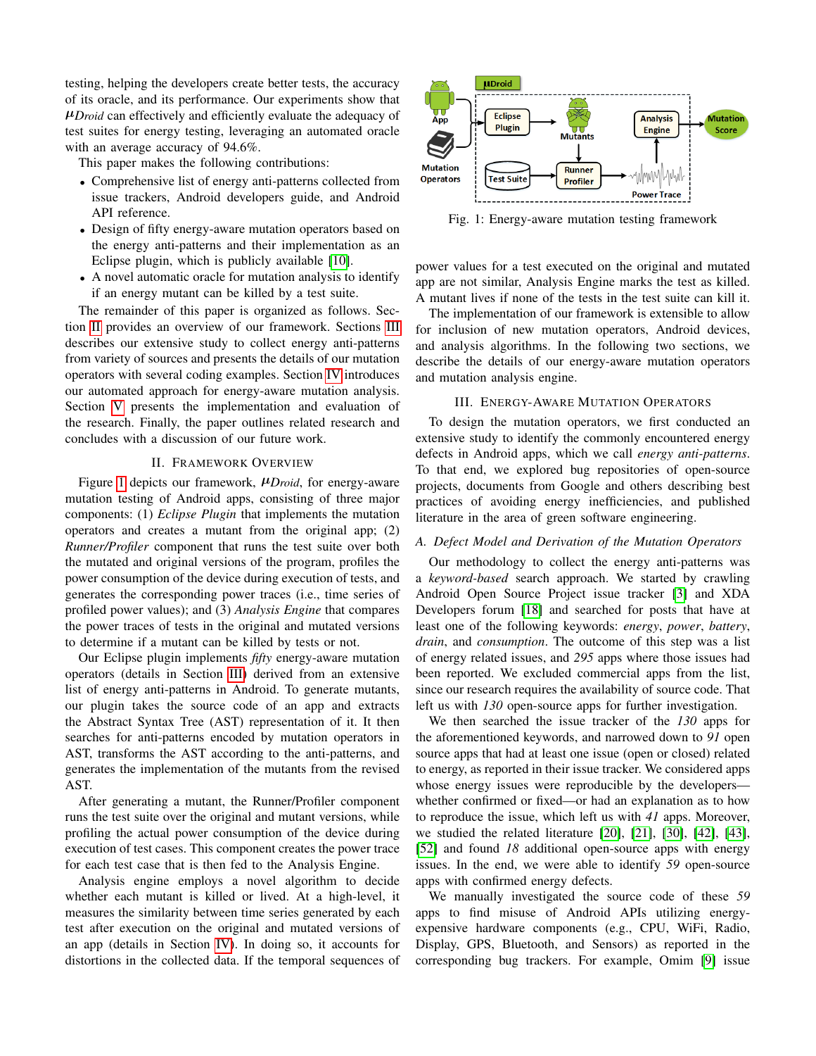testing, helping the developers create better tests, the accuracy of its oracle, and its performance. Our experiments show that *μDroid* can effectively and efficiently evaluate the adequacy of test suites for energy testing, leveraging an automated oracle with an average accuracy of 94.6%.

This paper makes the following contributions:

- Comprehensive list of energy anti-patterns collected from issue trackers, Android developers guide, and Android API reference.
- Design of fifty energy-aware mutation operators based on the energy anti-patterns and their implementation as an Eclipse plugin, which is publicly available [10].
- A novel automatic oracle for mutation analysis to identify if an energy mutant can be killed by a test suite.

The remainder of this paper is organized as follows. Section II provides an overview of our framework. Sections III describes our extensive study to collect energy anti-patterns from variety of sources and presents the details of our mutation operators with several coding examples. Section IV introduces our automated approach for energy-aware mutation analysis. Section V presents the implementation and evaluation of the research. Finally, the paper outlines related research and concludes with a discussion of our future work.

## II. Framework Overview

Figure 1 depicts our framework, *μDroid*, for energy-aware mutation testing of Android apps, consisting of three major components: (1) *Eclipse Plugin* that implements the mutation operators and creates a mutant from the original app; (2) *Runner/Profiler* component that runs the test suite over both the mutated and original versions of the program, profiles the power consumption of the device during execution of tests, and generates the corresponding power traces (i.e., time series of profiled power values); and (3) *Analysis Engine* that compares the power traces of tests in the original and mutated versions to determine if a mutant can be killed by tests or not.

Our Eclipse plugin implements *fifty* energy-aware mutation operators (details in Section III) derived from an extensive list of energy anti-patterns in Android. To generate mutants, our plugin takes the source code of an app and extracts the Abstract Syntax Tree (AST) representation of it. It then searches for anti-patterns encoded by mutation operators in AST, transforms the AST according to the anti-patterns, and generates the implementation of the mutants from the revised AST.

After generating a mutant, the Runner/Profiler component runs the test suite over the original and mutant versions, while profiling the actual power consumption of the device during execution of test cases. This component creates the power trace for each test case that is then fed to the Analysis Engine.

Analysis engine employs a novel algorithm to decide whether each mutant is killed or lived. At a high-level, it measures the similarity between time series generated by each test after execution on the original and mutated versions of an app (details in Section IV). In doing so, it accounts for distortions in the collected data. If the temporal sequences of power values for a test executed on the original and mutated app are not similar, Analysis Engine marks the test as killed. A mutant lives if none of the tests in the test suite can kill it.

Fig. 1: Energy-aware mutation testing framework

The implementation of our framework is extensible to allow for inclusion of new mutation operators, Android devices, and analysis algorithms. In the following two sections, we describe the details of our energy-aware mutation operators and mutation analysis engine.

## III. Energy-Aware Mutation Operators

To design the mutation operators, we first conducted an extensive study to identify the commonly encountered energy defects in Android apps, which we call *energy anti-patterns*. To that end, we explored bug repositories of open-source projects, documents from Google and others describing best practices of avoiding energy inefficiencies, and published literature in the area of green software engineering.

### A. Defect Model and Derivation of the Mutation Operators

Our methodology to collect the energy anti-patterns was a *keyword-based* search approach. We started by crawling Android Open Source Project issue tracker [3] and XDA Developers forum [18] and searched for posts that have at least one of the following keywords: *energy*, *power*, *battery*, *drain*, and *consumption*. The outcome of this step was a list of energy related issues, and *295* apps where those issues had been reported. We excluded commercial apps from the list, since our research requires the availability of source code. That left us with *130* open-source apps for further investigation.

We then searched the issue tracker of the *130* apps for the aforementioned keywords, and narrowed down to *91* open source apps that had at least one issue (open or closed) related to energy, as reported in their issue tracker. We considered apps whose energy issues were reproducible by the developers—whether confirmed or fixed—or had an explanation as to how to reproduce the issue, which left us with *41* apps. Moreover, we studied the related literature [20], [21], [30], [42], [43], [52] and found *18* additional open-source apps with energy issues. In the end, we were able to identify *59* open-source apps with confirmed energy defects.

We manually investigated the source code of these *59* apps to find misuse of Android APIs utilizing energy-expensive hardware components (e.g., CPU, WiFi, Radio, Display, GPS, Bluetooth, and Sensors) as reported in the corresponding bug trackers. For example, Omim [9] issue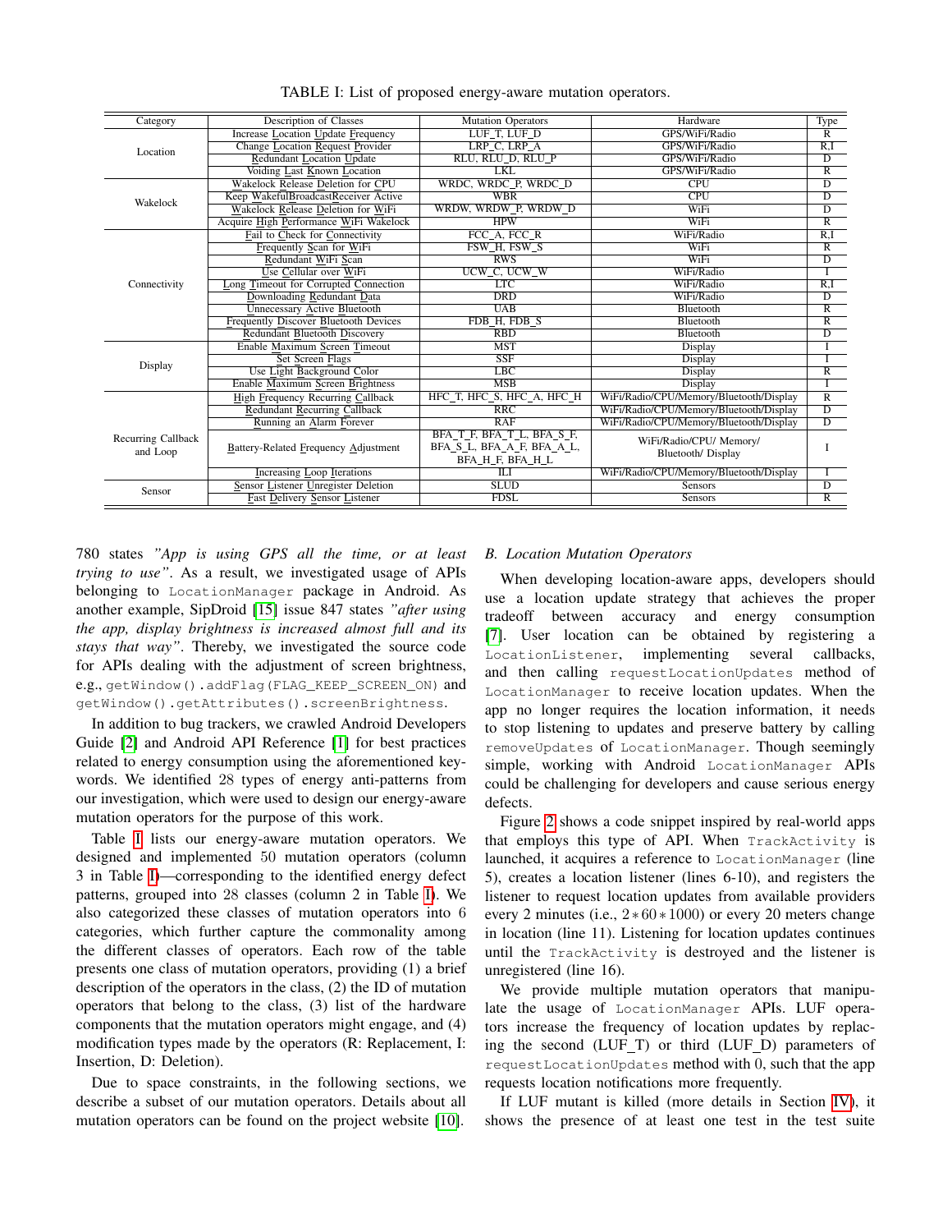TABLE I: List of proposed energy-aware mutation operators.

| Category | Description of Classes | Mutation Operators | Hardware | Type |
| --- | --- | --- | --- | --- |
| Location | Increase Location Update Frequency | LUF_T, LUF_D | GPS/WiFi/Radio | R |
| | Change Location Request Provider | LRP_C, LRP_A | GPS/WiFi/Radio | R,I |
| | Redundant Location Update | RLU, RLU_D, RLU_P | GPS/WiFi/Radio | D |
| | Voiding Last Known Location | LKL | GPS/WiFi/Radio | R |
| Wakelock | Wakelock Release Deletion for CPU | WRDC, WRDC_P, WRDC_D | CPU | D |
| | Keep WakefulBroadcastReceiver Active | WBR | CPU | D |
| | Wakelock Release Deletion for WiFi | WRDW, WRDW_P, WRDW_D | WiFi | D |
| | Acquire High Performance WiFi Wakelock | HPW | WiFi | R |
| Connectivity | Fail to Check for Connectivity | FCC_A, FCC_R | WiFi/Radio | R,I |
| | Frequently Scan for WiFi | FSW_H, FSW_S | WiFi | R |
| | Redundant WiFi Scan | RWS | WiFi | D |
| | Use Cellular over WiFi | UCW_C, UCW_W | WiFi/Radio | I |
| | Long Timeout for Corrupted Connection | LTC | WiFi/Radio | R,I |
| | Downloading Redundant Data | DRD | WiFi/Radio | D |
| | Unnecessary Active Bluetooth | UAB | Bluetooth | R |
| | Frequently Discover Bluetooth Devices | FDB_H, FDB_S | Bluetooth | R |
| | Redundant Bluetooth Discovery | RBD | Bluetooth | D |
| Display | Enable Maximum Screen Timeout | MST | Display | I |
| | Set Screen Flags | SSF | Display | I |
| | Use Light Background Color | LBC | Display | R |
| | Enable Maximum Screen Brightness | MSB | Display | I |
| Recurring Callback and Loop | High Frequency Recurring Callback | HFC_T, HFC_S, HFC_A, HFC_H | WiFi/Radio/CPU/Memory/Bluetooth/Display | R |
| | Redundant Recurring Callback | RRC | WiFi/Radio/CPU/Memory/Bluetooth/Display | D |
| | Running an Alarm Forever | RAF | WiFi/Radio/CPU/Memory/Bluetooth/Display | D |
| | Battery-Related Frequency Adjustment | BFA_T_F, BFA_T_L, BFA_S_F, BFA_S_L, BFA_A_F, BFA_A_L, BFA_H_F, BFA_H_L | WiFi/Radio/CPU/ Memory/ Bluetooth/ Display | I |
| | Increasing Loop Iterations | ILI | WiFi/Radio/CPU/Memory/Bluetooth/Display | I |
| Sensor | Sensor Listener Unregister Deletion | SLUD | Sensors | D |
| | Fast Delivery Sensor Listener | FDSL | Sensors | R |

780 states *"App is using GPS all the time, or at least trying to use"*. As a result, we investigated usage of APIs belonging to `LocationManager` package in Android. As another example, SipDroid [15] issue 847 states *"after using the app, display brightness is increased almost full and its stays that way"*. Thereby, we investigated the source code for APIs dealing with the adjustment of screen brightness, e.g., `getWindow().addFlag(FLAG_KEEP_SCREEN_ON)` and `getWindow().getAttributes().screenBrightness`.

In addition to bug trackers, we crawled Android Developers Guide [2] and Android API Reference [1] for best practices related to energy consumption using the aforementioned keywords. We identified 28 types of energy anti-patterns from our investigation, which were used to design our energy-aware mutation operators for the purpose of this work.

Table I lists our energy-aware mutation operators. We designed and implemented 50 mutation operators (column 3 in Table I)—corresponding to the identified energy defect patterns, grouped into 28 classes (column 2 in Table I). We also categorized these classes of mutation operators into 6 categories, which further capture the commonality among the different classes of operators. Each row of the table presents one class of mutation operators, providing (1) a brief description of the operators in the class, (2) the ID of mutation operators that belong to the class, (3) list of the hardware components that the mutation operators might engage, and (4) modification types made by the operators (R: Replacement, I: Insertion, D: Deletion).

Due to space constraints, in the following sections, we describe a subset of our mutation operators. Details about all mutation operators can be found on the project website [10].

### B. Location Mutation Operators

When developing location-aware apps, developers should use a location update strategy that achieves the proper tradeoff between accuracy and energy consumption [7]. User location can be obtained by registering a `LocationListener`, implementing several callbacks, and then calling `requestLocationUpdates` method of `LocationManager` to receive location updates. When the app no longer requires the location information, it needs to stop listening to updates and preserve battery by calling `removeUpdates` of `LocationManager`. Though seemingly simple, working with Android `LocationManager` APIs could be challenging for developers and cause serious energy defects.

Figure 2 shows a code snippet inspired by real-world apps that employs this type of API. When `TrackActivity` is launched, it acquires a reference to `LocationManager` (line 5), creates a location listener (lines 6-10), and registers the listener to request location updates from available providers every 2 minutes (i.e., $2*60*1000$) or every 20 meters change in location (line 11). Listening for location updates continues until the `TrackActivity` is destroyed and the listener is unregistered (line 16).

We provide multiple mutation operators that manipulate the usage of `LocationManager` APIs. LUF operators increase the frequency of location updates by replacing the second (LUF_T) or third (LUF_D) parameters of `requestLocationUpdates` method with 0, such that the app requests location notifications more frequently.

If LUF mutant is killed (more details in Section IV), it shows the presence of at least one test in the test suite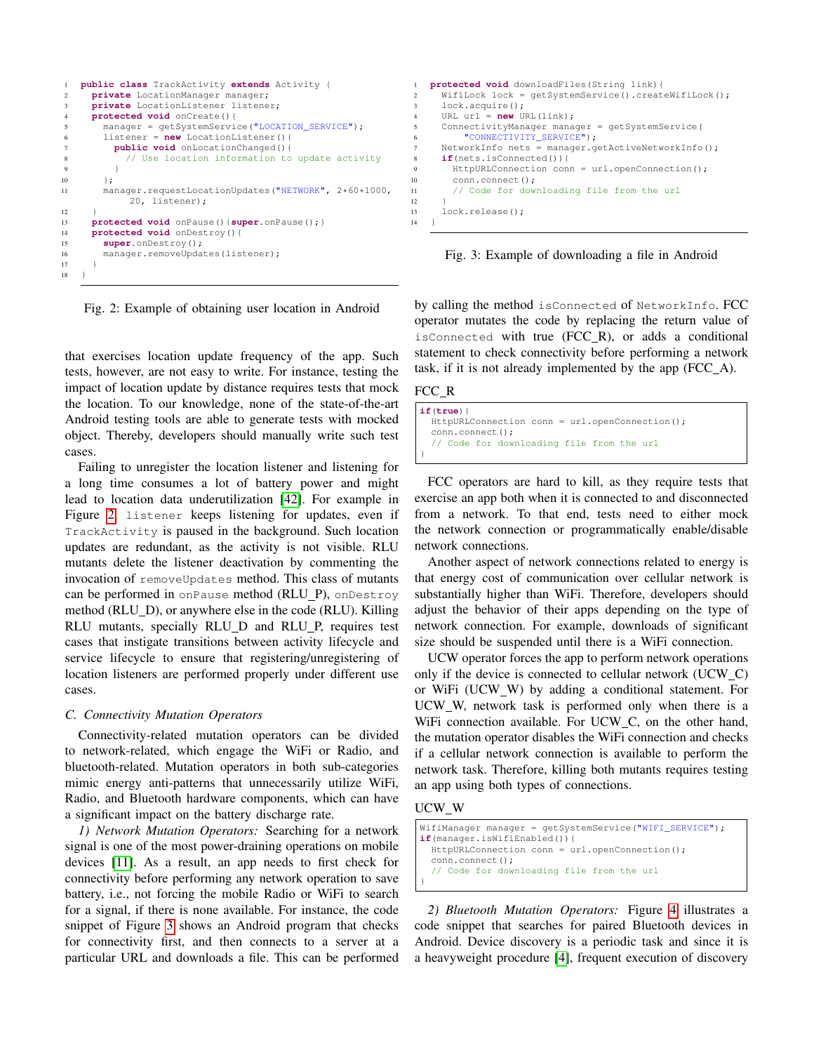```java
public class TrackActivity extends Activity {
  private LocationManager manager;
  private LocationListener listener;
  protected void onCreate(){
    manager = getSystemService("LOCATION_SERVICE");
    listener = new LocationListener(){
      public void onLocationChanged(){
        // Use location information to update activity
      }
    };
    manager.requestLocationUpdates("NETWORK", 2*60*1000,
         20, listener);
  }
  protected void onPause(){super.onPause();}
  protected void onDestroy(){
    super.onDestroy();
    manager.removeUpdates(listener);
  }
}
```

Fig. 2: Example of obtaining user location in Android

that exercises location update frequency of the app. Such tests, however, are not easy to write. For instance, testing the impact of location update by distance requires tests that mock the location. To our knowledge, none of the state-of-the-art Android testing tools are able to generate tests with mocked object. Thereby, developers should manually write such test cases.

Failing to unregister the location listener and listening for a long time consumes a lot of battery power and might lead to location data underutilization [42]. For example in Figure 2, `listener` keeps listening for updates, even if `TrackActivity` is paused in the background. Such location updates are redundant, as the activity is not visible. RLU mutants delete the listener deactivation by commenting the invocation of `removeUpdates` method. This class of mutants can be performed in `onPause` method (RLU_P), `onDestroy` method (RLU_D), or anywhere else in the code (RLU). Killing RLU mutants, specially RLU_D and RLU_P, requires test cases that instigate transitions between activity lifecycle and service lifecycle to ensure that registering/unregistering of location listeners are performed properly under different use cases.

### C. Connectivity Mutation Operators

Connectivity-related mutation operators can be divided to network-related, which engage the WiFi or Radio, and bluetooth-related. Mutation operators in both sub-categories mimic energy anti-patterns that unnecessarily utilize WiFi, Radio, and Bluetooth hardware components, which can have a significant impact on the battery discharge rate.

*1) Network Mutation Operators:* Searching for a network signal is one of the most power-draining operations on mobile devices [11]. As a result, an app needs to first check for connectivity before performing any network operation to save battery, i.e., not forcing the mobile Radio or WiFi to search for a signal, if there is none available. For instance, the code snippet of Figure 3 shows an Android program that checks for connectivity first, and then connects to a server at a particular URL and downloads a file. This can be performed

```java
protected void downloadFiles(String link){
  WifiLock lock = getSystemService().createWifiLock();
  lock.acquire();
  URL url = new URL(link);
  ConnectivityManager manager = getSystemService(
      "CONNECTIVITY_SERVICE");
  NetworkInfo nets = manager.getActiveNetworkInfo();
  if(nets.isConnected()){
    HttpURLConnection conn = url.openConnection();
    conn.connect();
    // Code for downloading file from the url
  }
  lock.release();
}
```

Fig. 3: Example of downloading a file in Android

by calling the method `isConnected` of `NetworkInfo`. FCC operator mutates the code by replacing the return value of `isConnected` with true (FCC_R), or adds a conditional statement to check connectivity before performing a network task, if it is not already implemented by the app (FCC_A).

FCC_R

```java
if(true){
  HttpURLConnection conn = url.openConnection();
  conn.connect();
  // Code for downloading file from the url
}
```

FCC operators are hard to kill, as they require tests that exercise an app both when it is connected to and disconnected from a network. To that end, tests need to either mock the network connection or programmatically enable/disable network connections.

Another aspect of network connections related to energy is that energy cost of communication over cellular network is substantially higher than WiFi. Therefore, developers should adjust the behavior of their apps depending on the type of network connection. For example, downloads of significant size should be suspended until there is a WiFi connection.

UCW operator forces the app to perform network operations only if the device is connected to cellular network (UCW_C) or WiFi (UCW_W) by adding a conditional statement. For UCW_W, network task is performed only when there is a WiFi connection available. For UCW_C, on the other hand, the mutation operator disables the WiFi connection and checks if a cellular network connection is available to perform the network task. Therefore, killing both mutants requires testing an app using both types of connections.

UCW_W

```java
WifiManager manager = getSystemService("WIFI_SERVICE");
if(manager.isWifiEnabled()){
  HttpURLConnection conn = url.openConnection();
  conn.connect();
  // Code for downloading file from the url
}
```

*2) Bluetooth Mutation Operators:* Figure 4 illustrates a code snippet that searches for paired Bluetooth devices in Android. Device discovery is a periodic task and since it is a heavyweight procedure [4], frequent execution of discovery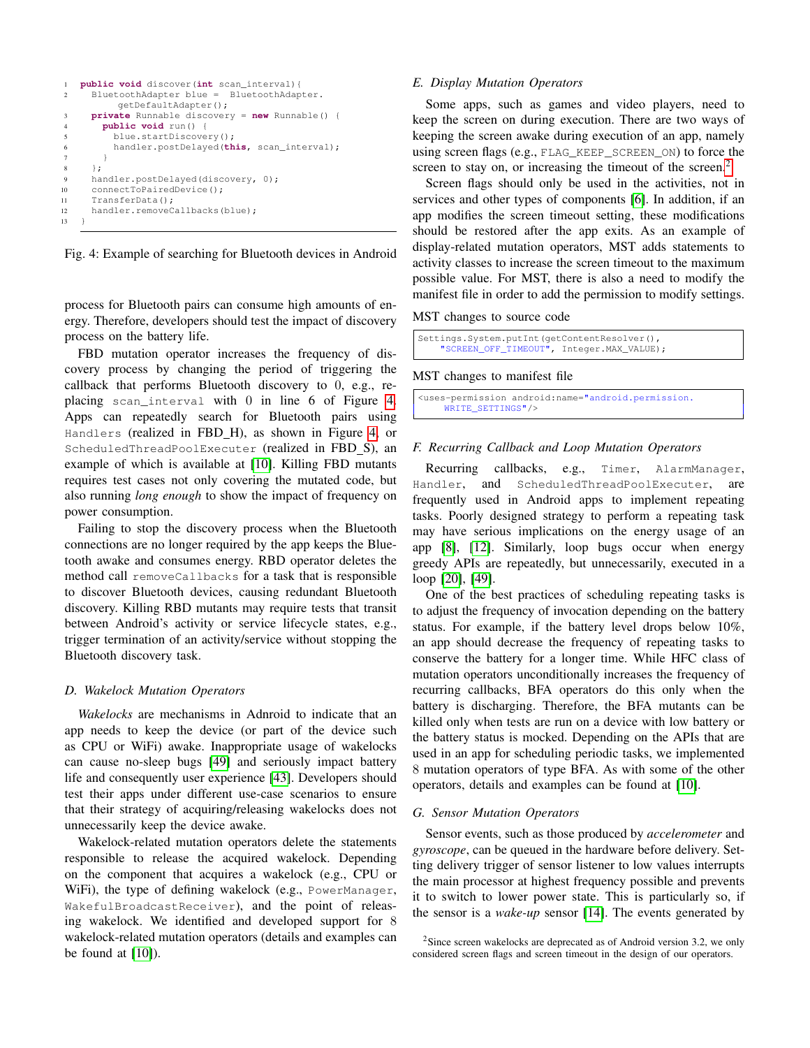```java
public void discover(int scan_interval){
  BluetoothAdapter blue =  BluetoothAdapter.
      getDefaultAdapter();
  private Runnable discovery = new Runnable() {
    public void run() {
      blue.startDiscovery();
      handler.postDelayed(this, scan_interval);
    }
  };
  handler.postDelayed(discovery, 0);
  connectToPairedDevice();
  TransferData();
  handler.removeCallbacks(blue);
}
```

Fig. 4: Example of searching for Bluetooth devices in Android

process for Bluetooth pairs can consume high amounts of energy. Therefore, developers should test the impact of discovery process on the battery life.

FBD mutation operator increases the frequency of discovery process by changing the period of triggering the callback that performs Bluetooth discovery to 0, e.g., replacing `scan_interval` with 0 in line 6 of Figure 4. Apps can repeatedly search for Bluetooth pairs using `Handlers` (realized in FBD_H), as shown in Figure 4, or `ScheduledThreadPoolExecuter` (realized in FBD_S), an example of which is available at [10]. Killing FBD mutants requires test cases not only covering the mutated code, but also running *long enough* to show the impact of frequency on power consumption.

Failing to stop the discovery process when the Bluetooth connections are no longer required by the app keeps the Bluetooth awake and consumes energy. RBD operator deletes the method call `removeCallbacks` for a task that is responsible to discover Bluetooth devices, causing redundant Bluetooth discovery. Killing RBD mutants may require tests that transit between Android's activity or service lifecycle states, e.g., trigger termination of an activity/service without stopping the Bluetooth discovery task.

### D. Wakelock Mutation Operators

*Wakelocks* are mechanisms in Adnroid to indicate that an app needs to keep the device (or part of the device such as CPU or WiFi) awake. Inappropriate usage of wakelocks can cause no-sleep bugs [49] and seriously impact battery life and consequently user experience [43]. Developers should test their apps under different use-case scenarios to ensure that their strategy of acquiring/releasing wakelocks does not unnecessarily keep the device awake.

Wakelock-related mutation operators delete the statements responsible to release the acquired wakelock. Depending on the component that acquires a wakelock (e.g., CPU or WiFi), the type of defining wakelock (e.g., `PowerManager`, `WakefulBroadcastReceiver`), and the point of releasing wakelock. We identified and developed support for 8 wakelock-related mutation operators (details and examples can be found at [10]).

### E. Display Mutation Operators

Some apps, such as games and video players, need to keep the screen on during execution. There are two ways of keeping the screen awake during execution of an app, namely using screen flags (e.g., `FLAG_KEEP_SCREEN_ON`) to force the screen to stay on, or increasing the timeout of the screen.[2]

Screen flags should only be used in the activities, not in services and other types of components [6]. In addition, if an app modifies the screen timeout setting, these modifications should be restored after the app exits. As an example of display-related mutation operators, MST adds statements to activity classes to increase the screen timeout to the maximum possible value. For MST, there is also a need to modify the manifest file in order to add the permission to modify settings.

MST changes to source code

```java
Settings.System.putInt(getContentResolver(),
    "SCREEN_OFF_TIMEOUT", Integer.MAX_VALUE);
```

MST changes to manifest file

```xml
<uses-permission android:name="android.permission.
    WRITE_SETTINGS"/>
```

### F. Recurring Callback and Loop Mutation Operators

Recurring callbacks, e.g., `Timer`, `AlarmManager`, `Handler`, and `ScheduledThreadPoolExecuter`, are frequently used in Android apps to implement repeating tasks. Poorly designed strategy to perform a repeating task may have serious implications on the energy usage of an app [8], [12]. Similarly, loop bugs occur when energy greedy APIs are repeatedly, but unnecessarily, executed in a loop [20], [49].

One of the best practices of scheduling repeating tasks is to adjust the frequency of invocation depending on the battery status. For example, if the battery level drops below 10%, an app should decrease the frequency of repeating tasks to conserve the battery for a longer time. While HFC class of mutation operators unconditionally increases the frequency of recurring callbacks, BFA operators do this only when the battery is discharging. Therefore, the BFA mutants can be killed only when tests are run on a device with low battery or the battery status is mocked. Depending on the APIs that are used in an app for scheduling periodic tasks, we implemented 8 mutation operators of type BFA. As with some of the other operators, details and examples can be found at [10].

### G. Sensor Mutation Operators

Sensor events, such as those produced by *accelerometer* and *gyroscope*, can be queued in the hardware before delivery. Setting delivery trigger of sensor listener to low values interrupts the main processor at highest frequency possible and prevents it to switch to lower power state. This is particularly so, if the sensor is a *wake-up* sensor [14]. The events generated by

[2]Since screen wakelocks are deprecated as of Android version 3.2, we only considered screen flags and screen timeout in the design of our operators.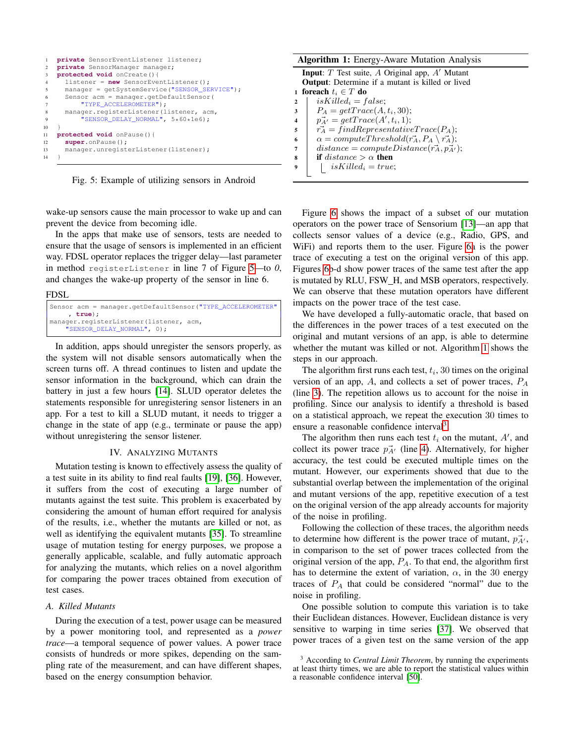```java
private SensorEventListener listener;
private SensorManager manager;
protected void onCreate(){
  listener = new SensorEventListener();
  manager = getSystemService("SENSOR_SERVICE");
  Sensor acm = manager.getDefaultSensor(
      "TYPE_ACCELEROMETER");
  manager.registerListener(listener, acm,
      "SENSOR_DELAY_NORMAL", 5*60*1e6);
}
protected void onPause(){
  super.onPause();
  manager.unregisterListener(listener);
}
```

Fig. 5: Example of utilizing sensors in Android

wake-up sensors cause the main processor to wake up and can prevent the device from becoming idle.

In the apps that make use of sensors, tests are needed to ensure that the usage of sensors is implemented in an efficient way. FDSL operator replaces the trigger delay—last parameter in method `registerListener` in line 7 of Figure 5—to *0*, and changes the wake-up property of the sensor in line 6.

FDSL

```java
Sensor acm = manager.getDefaultSensor("TYPE_ACCELEROMETER"
    , true);
manager.registerListener(listener, acm,
    "SENSOR_DELAY_NORMAL", 0);
```

In addition, apps should unregister the sensors properly, as the system will not disable sensors automatically when the screen turns off. A thread continues to listen and update the sensor information in the background, which can drain the battery in just a few hours [14]. SLUD operator deletes the statements responsible for unregistering sensor listeners in an app. For a test to kill a SLUD mutant, it needs to trigger a change in the state of app (e.g., terminate or pause the app) without unregistering the sensor listener.

## IV. Analyzing Mutants

Mutation testing is known to effectively assess the quality of a test suite in its ability to find real faults [19], [36]. However, it suffers from the cost of executing a large number of mutants against the test suite. This problem is exacerbated by considering the amount of human effort required for analysis of the results, i.e., whether the mutants are killed or not, as well as identifying the equivalent mutants [35]. To streamline usage of mutation testing for energy purposes, we propose a generally applicable, scalable, and fully automatic approach for analyzing the mutants, which relies on a novel algorithm for comparing the power traces obtained from execution of test cases.

### A. Killed Mutants

During the execution of a test, power usage can be measured by a power monitoring tool, and represented as a *power trace*—a temporal sequence of power values. A power trace consists of hundreds or more spikes, depending on the sampling rate of the measurement, and can have different shapes, based on the energy consumption behavior.

**Algorithm 1:** Energy-Aware Mutation Analysis

**Input**: $T$ Test suite, $A$ Original app, $A'$ Mutant
**Output**: Determine if a mutant is killed or lived

1. **foreach** $t_i \in T$ **do**
2. $\quad isKilled_i = false;$
3. $\quad P_A = getTrace(A, t_i, 30);$
4. $\quad \vec{p_{A'}} = getTrace(A', t_i, 1);$
5. $\quad \vec{r_A} = findRepresentativeTrace(P_A);$
6. $\quad \alpha = computeThreshold(\vec{r_A}, P_A \setminus \vec{r_A});$
7. $\quad distance = computeDistance(\vec{r_A}, \vec{p_{A'}});$
8. $\quad$ **if** $distance > \alpha$ **then**
9. $\quad\quad isKilled_i = true;$

Figure 6 shows the impact of a subset of our mutation operators on the power trace of Sensorium [13]—an app that collects sensor values of a device (e.g., Radio, GPS, and WiFi) and reports them to the user. Figure 6a is the power trace of executing a test on the original version of this app. Figures 6b-d show power traces of the same test after the app is mutated by RLU, FSW_H, and MSB operators, respectively. We can observe that these mutation operators have different impacts on the power trace of the test case.

We have developed a fully-automatic oracle, that based on the differences in the power traces of a test executed on the original and mutant versions of an app, is able to determine whether the mutant was killed or not. Algorithm 1 shows the steps in our approach.

The algorithm first runs each test, $t_i$, 30 times on the original version of an app, $A$, and collects a set of power traces, $P_A$ (line 3). The repetition allows us to account for the noise in profiling. Since our analysis to identify a threshold is based on a statistical approach, we repeat the execution 30 times to ensure a reasonable confidence interval[3].

The algorithm then runs each test $t_i$ on the mutant, $A'$, and collect its power trace $\vec{p_{A'}}$ (line 4). Alternatively, for higher accuracy, the test could be executed multiple times on the mutant. However, our experiments showed that due to the substantial overlap between the implementation of the original and mutant versions of the app, repetitive execution of a test on the original version of the app already accounts for majority of the noise in profiling.

Following the collection of these traces, the algorithm needs to determine how different is the power trace of mutant, $\vec{p_{A'}}$, in comparison to the set of power traces collected from the original version of the app, $P_A$. To that end, the algorithm first has to determine the extent of variation, $\alpha$, in the 30 energy traces of $P_A$ that could be considered "normal" due to the noise in profiling.

One possible solution to compute this variation is to take their Euclidean distances. However, Euclidean distance is very sensitive to warping in time series [37]. We observed that power traces of a given test on the same version of the app

[3] According to *Central Limit Theorem*, by running the experiments at least thirty times, we are able to report the statistical values within a reasonable confidence interval [50].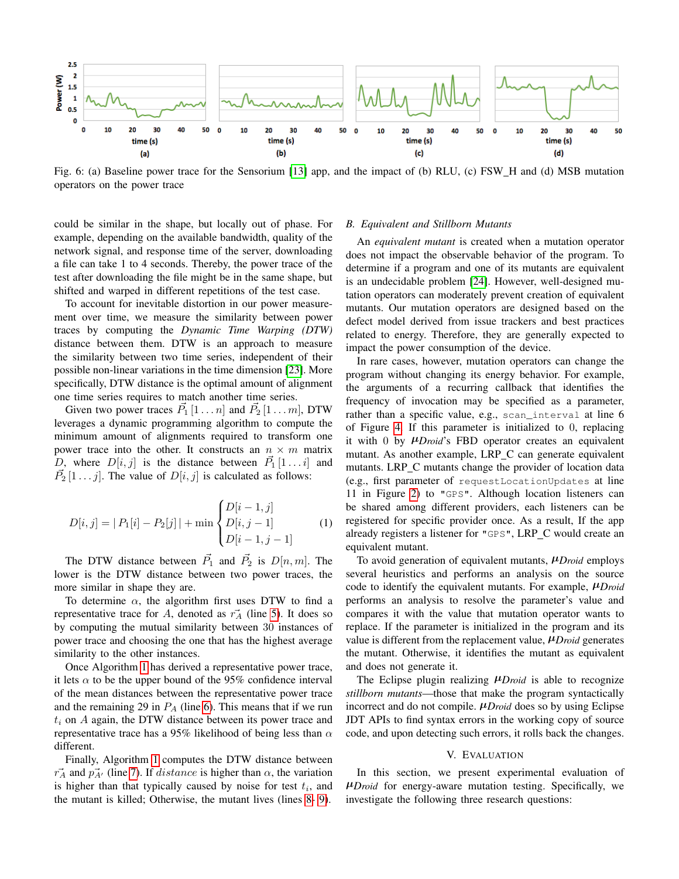Fig. 6: (a) Baseline power trace for the Sensorium [13] app, and the impact of (b) RLU, (c) FSW_H and (d) MSB mutation operators on the power trace

could be similar in the shape, but locally out of phase. For example, depending on the available bandwidth, quality of the network signal, and response time of the server, downloading a file can take 1 to 4 seconds. Thereby, the power trace of the test after downloading the file might be in the same shape, but shifted and warped in different repetitions of the test case.

To account for inevitable distortion in our power measurement over time, we measure the similarity between power traces by computing the *Dynamic Time Warping (DTW)* distance between them. DTW is an approach to measure the similarity between two time series, independent of their possible non-linear variations in the time dimension [23]. More specifically, DTW distance is the optimal amount of alignment one time series requires to match another time series.

Given two power traces $\vec{P_1}[1 \dots n]$ and $\vec{P_2}[1 \dots m]$, DTW leverages a dynamic programming algorithm to compute the minimum amount of alignments required to transform one power trace into the other. It constructs an $n \times m$ matrix $D$, where $D[i,j]$ is the distance between $\vec{P_1}[1 \dots i]$ and $\vec{P_2}[1 \dots j]$. The value of $D[i,j]$ is calculated as follows:

$$D[i,j] = |\, P_1[i] - P_2[j]\,| + \min \begin{cases} D[i-1,j] \\ D[i,j-1] \\ D[i-1,j-1] \end{cases} \quad (1)$$

The DTW distance between $\vec{P_1}$ and $\vec{P_2}$ is $D[n,m]$. The lower is the DTW distance between two power traces, the more similar in shape they are.

To determine $\alpha$, the algorithm first uses DTW to find a representative trace for $A$, denoted as $\vec{r_A}$ (line 5). It does so by computing the mutual similarity between 30 instances of power trace and choosing the one that has the highest average similarity to the other instances.

Once Algorithm 1 has derived a representative power trace, it lets $\alpha$ to be the upper bound of the 95% confidence interval of the mean distances between the representative power trace and the remaining 29 in $P_A$ (line 6). This means that if we run $t_i$ on $A$ again, the DTW distance between its power trace and representative trace has a 95% likelihood of being less than $\alpha$ different.

Finally, Algorithm 1 computes the DTW distance between $\vec{r_A}$ and $\vec{p_{A'}}$ (line 7). If $distance$ is higher than $\alpha$, the variation is higher than that typically caused by noise for test $t_i$, and the mutant is killed; Otherwise, the mutant lives (lines 8- 9).

## B. Equivalent and Stillborn Mutants

An *equivalent mutant* is created when a mutation operator does not impact the observable behavior of the program. To determine if a program and one of its mutants are equivalent is an undecidable problem [24]. However, well-designed mutation operators can moderately prevent creation of equivalent mutants. Our mutation operators are designed based on the defect model derived from issue trackers and best practices related to energy. Therefore, they are generally expected to impact the power consumption of the device.

In rare cases, however, mutation operators can change the program without changing its energy behavior. For example, the arguments of a recurring callback that identifies the frequency of invocation may be specified as a parameter, rather than a specific value, e.g., `scan_interval` at line 6 of Figure 4. If this parameter is initialized to 0, replacing it with 0 by *μDroid*'s FBD operator creates an equivalent mutant. As another example, LRP_C can generate equivalent mutants. LRP_C mutants change the provider of location data (e.g., first parameter of `requestLocationUpdates` at line 11 in Figure 2) to `"GPS"`. Although location listeners can be shared among different providers, each listeners can be registered for specific provider once. As a result, If the app already registers a listener for `"GPS"`, LRP_C would create an equivalent mutant.

To avoid generation of equivalent mutants, *μDroid* employs several heuristics and performs an analysis on the source code to identify the equivalent mutants. For example, *μDroid* performs an analysis to resolve the parameter's value and compares it with the value that mutation operator wants to replace. If the parameter is initialized in the program and its value is different from the replacement value, *μDroid* generates the mutant. Otherwise, it identifies the mutant as equivalent and does not generate it.

The Eclipse plugin realizing *μDroid* is able to recognize *stillborn mutants*—those that make the program syntactically incorrect and do not compile. *μDroid* does so by using Eclipse JDT APIs to find syntax errors in the working copy of source code, and upon detecting such errors, it rolls back the changes.

# V. Evaluation

In this section, we present experimental evaluation of *μDroid* for energy-aware mutation testing. Specifically, we investigate the following three research questions: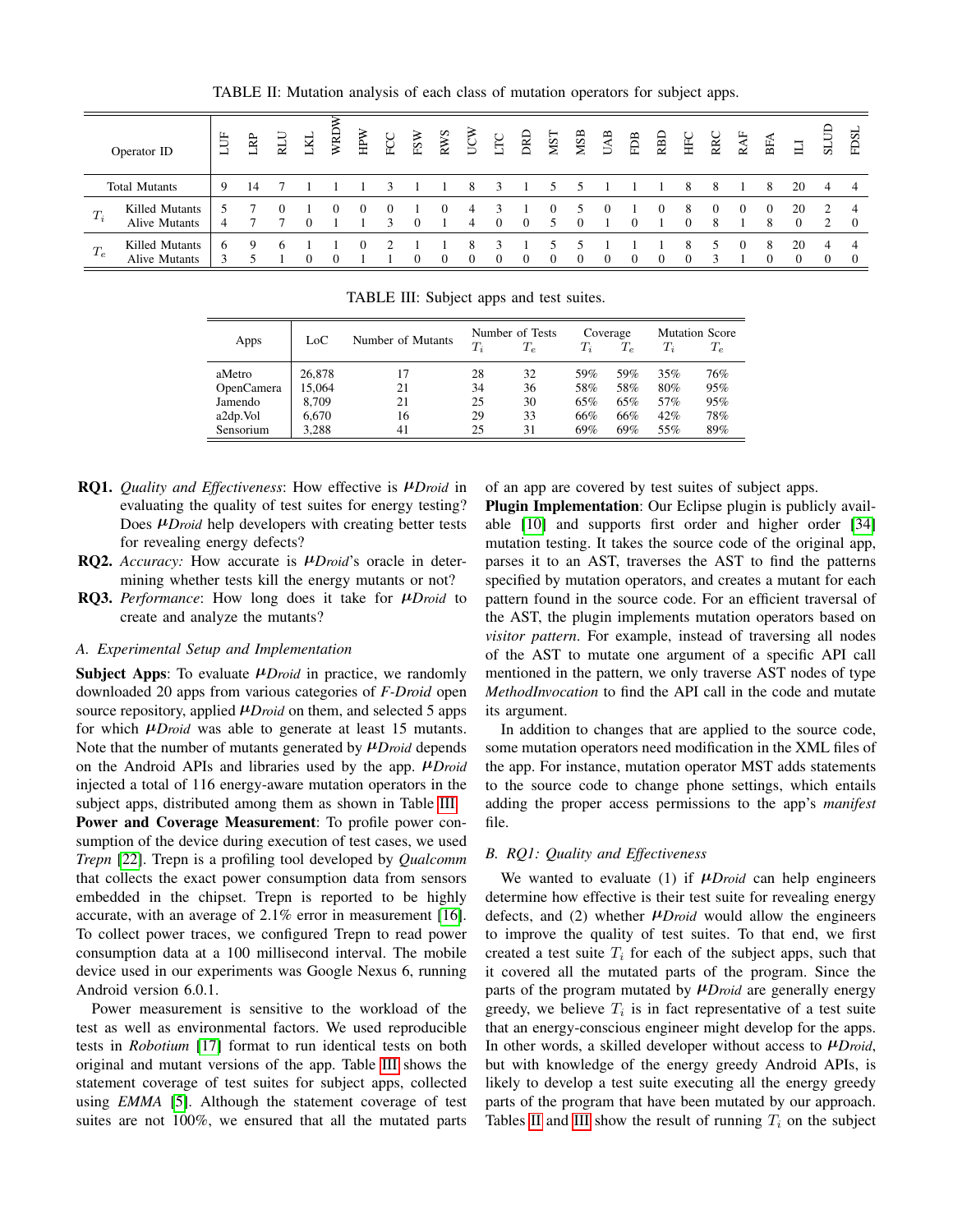TABLE II: Mutation analysis of each class of mutation operators for subject apps.

| Operator ID | | LUF | LRP | RLU | LKL | WRDW | HPW | FCC | FSW | RWS | UCW | LTC | DRD | MST | MSB | UAB | FDB | RBD | HFC | RRC | RAF | BFA | ILI | SLUD | FDSL |
|---|---|---|---|---|---|---|---|---|---|---|---|---|---|---|---|---|---|---|---|---|---|---|---|---|---|
| Total Mutants | | 9 | 14 | 7 | 1 | 1 | 1 | 3 | 1 | 1 | 8 | 3 | 1 | 5 | 5 | 1 | 1 | 1 | 8 | 8 | 1 | 8 | 20 | 4 | 4 |
| $T_i$ | Killed Mutants | 5 | 7 | 0 | 1 | 0 | 0 | 0 | 1 | 0 | 4 | 3 | 1 | 0 | 5 | 0 | 1 | 0 | 8 | 0 | 0 | 0 | 20 | 2 | 4 |
| | Alive Mutants | 4 | 7 | 7 | 0 | 1 | 1 | 3 | 0 | 1 | 4 | 0 | 0 | 5 | 0 | 1 | 0 | 1 | 0 | 8 | 1 | 8 | 0 | 2 | 0 |
| $T_e$ | Killed Mutants | 6 | 9 | 6 | 1 | 1 | 0 | 2 | 1 | 1 | 8 | 3 | 1 | 5 | 5 | 1 | 1 | 1 | 8 | 5 | 0 | 8 | 20 | 4 | 4 |
| | Alive Mutants | 3 | 5 | 1 | 0 | 0 | 1 | 1 | 0 | 0 | 0 | 0 | 0 | 0 | 0 | 0 | 0 | 0 | 0 | 3 | 1 | 0 | 0 | 0 | 0 |

TABLE III: Subject apps and test suites.

| Apps | LoC | Number of Mutants | Number of Tests $T_i$ | Number of Tests $T_e$ | Coverage $T_i$ | Coverage $T_e$ | Mutation Score $T_i$ | Mutation Score $T_e$ |
|---|---|---|---|---|---|---|---|---|
| aMetro | 26,878 | 17 | 28 | 32 | 59% | 59% | 35% | 76% |
| OpenCamera | 15,064 | 21 | 34 | 36 | 58% | 58% | 80% | 95% |
| Jamendo | 8,709 | 21 | 25 | 30 | 65% | 65% | 57% | 95% |
| a2dp.Vol | 6,670 | 16 | 29 | 33 | 66% | 66% | 42% | 78% |
| Sensorium | 3,288 | 41 | 25 | 31 | 69% | 69% | 55% | 89% |

**RQ1.** *Quality and Effectiveness*: How effective is *μDroid* in evaluating the quality of test suites for energy testing? Does *μDroid* help developers with creating better tests for revealing energy defects?

**RQ2.** *Accuracy:* How accurate is *μDroid*'s oracle in determining whether tests kill the energy mutants or not?

**RQ3.** *Performance*: How long does it take for *μDroid* to create and analyze the mutants?

### A. Experimental Setup and Implementation

**Subject Apps**: To evaluate *μDroid* in practice, we randomly downloaded 20 apps from various categories of *F-Droid* open source repository, applied *μDroid* on them, and selected 5 apps for which *μDroid* was able to generate at least 15 mutants. Note that the number of mutants generated by *μDroid* depends on the Android APIs and libraries used by the app. *μDroid* injected a total of 116 energy-aware mutation operators in the subject apps, distributed among them as shown in Table III.

**Power and Coverage Measurement**: To profile power consumption of the device during execution of test cases, we used *Trepn* [22]. Trepn is a profiling tool developed by *Qualcomm* that collects the exact power consumption data from sensors embedded in the chipset. Trepn is reported to be highly accurate, with an average of 2.1% error in measurement [16]. To collect power traces, we configured Trepn to read power consumption data at a 100 millisecond interval. The mobile device used in our experiments was Google Nexus 6, running Android version 6.0.1.

Power measurement is sensitive to the workload of the test as well as environmental factors. We used reproducible tests in *Robotium* [17] format to run identical tests on both original and mutant versions of the app. Table III shows the statement coverage of test suites for subject apps, collected using *EMMA* [5]. Although the statement coverage of test suites are not 100%, we ensured that all the mutated parts of an app are covered by test suites of subject apps.

**Plugin Implementation**: Our Eclipse plugin is publicly available [10] and supports first order and higher order [34] mutation testing. It takes the source code of the original app, parses it to an AST, traverses the AST to find the patterns specified by mutation operators, and creates a mutant for each pattern found in the source code. For an efficient traversal of the AST, the plugin implements mutation operators based on *visitor pattern*. For example, instead of traversing all nodes of the AST to mutate one argument of a specific API call mentioned in the pattern, we only traverse AST nodes of type *MethodInvocation* to find the API call in the code and mutate its argument.

In addition to changes that are applied to the source code, some mutation operators need modification in the XML files of the app. For instance, mutation operator MST adds statements to the source code to change phone settings, which entails adding the proper access permissions to the app's *manifest* file.

### B. RQ1: Quality and Effectiveness

We wanted to evaluate (1) if *μDroid* can help engineers determine how effective is their test suite for revealing energy defects, and (2) whether *μDroid* would allow the engineers to improve the quality of test suites. To that end, we first created a test suite $T_i$ for each of the subject apps, such that it covered all the mutated parts of the program. Since the parts of the program mutated by *μDroid* are generally energy greedy, we believe $T_i$ is in fact representative of a test suite that an energy-conscious engineer might develop for the apps. In other words, a skilled developer without access to *μDroid*, but with knowledge of the energy greedy Android APIs, is likely to develop a test suite executing all the energy greedy parts of the program that have been mutated by our approach. Tables II and III show the result of running $T_i$ on the subject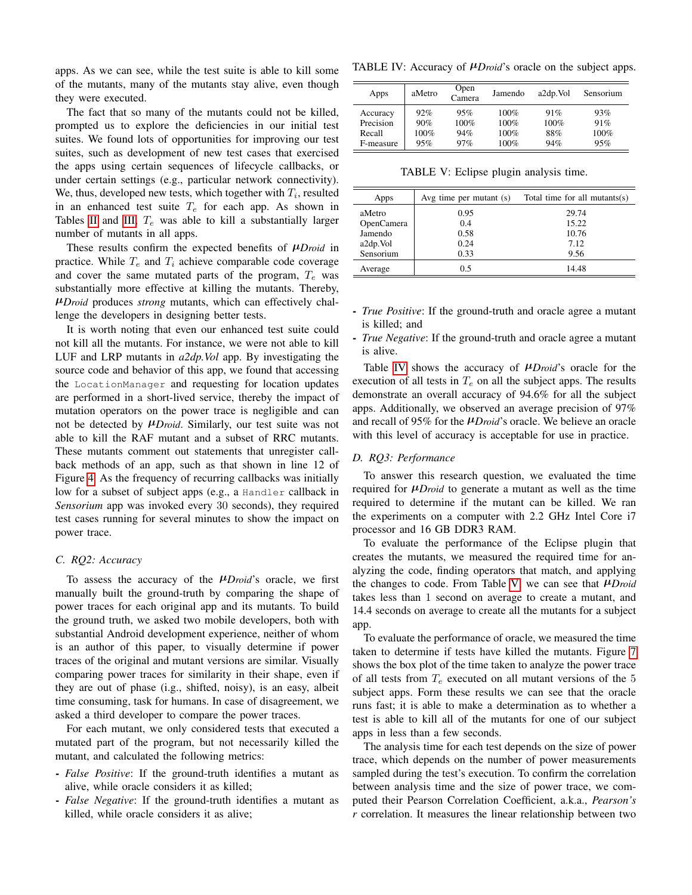apps. As we can see, while the test suite is able to kill some of the mutants, many of the mutants stay alive, even though they were executed.

The fact that so many of the mutants could not be killed, prompted us to explore the deficiencies in our initial test suites. We found lots of opportunities for improving our test suites, such as development of new test cases that exercised the apps using certain sequences of lifecycle callbacks, or under certain settings (e.g., particular network connectivity). We, thus, developed new tests, which together with $T_i$, resulted in an enhanced test suite $T_e$ for each app. As shown in Tables II and III, $T_e$ was able to kill a substantially larger number of mutants in all apps.

These results confirm the expected benefits of $\mu$*Droid* in practice. While $T_e$ and $T_i$ achieve comparable code coverage and cover the same mutated parts of the program, $T_e$ was substantially more effective at killing the mutants. Thereby, $\mu$*Droid* produces *strong* mutants, which can effectively challenge the developers in designing better tests.

It is worth noting that even our enhanced test suite could not kill all the mutants. For instance, we were not able to kill LUF and LRP mutants in *a2dp.Vol* app. By investigating the source code and behavior of this app, we found that accessing the `LocationManager` and requesting for location updates are performed in a short-lived service, thereby the impact of mutation operators on the power trace is negligible and can not be detected by $\mu$*Droid*. Similarly, our test suite was not able to kill the RAF mutant and a subset of RRC mutants. These mutants comment out statements that unregister callback methods of an app, such as that shown in line 12 of Figure 4. As the frequency of recurring callbacks was initially low for a subset of subject apps (e.g., a `Handler` callback in *Sensorium* app was invoked every 30 seconds), they required test cases running for several minutes to show the impact on power trace.

### C. RQ2: Accuracy

To assess the accuracy of the $\mu$*Droid*'s oracle, we first manually built the ground-truth by comparing the shape of power traces for each original app and its mutants. To build the ground truth, we asked two mobile developers, both with substantial Android development experience, neither of whom is an author of this paper, to visually determine if power traces of the original and mutant versions are similar. Visually comparing power traces for similarity in their shape, even if they are out of phase (i.e., shifted, noisy), is an easy, albeit time consuming, task for humans. In case of disagreement, we asked a third developer to compare the power traces.

For each mutant, we only considered tests that executed a mutated part of the program, but not necessarily killed the mutant, and calculated the following metrics:

- *False Positive*: If the ground-truth identifies a mutant as alive, while oracle considers it as killed;
- *False Negative*: If the ground-truth identifies a mutant as killed, while oracle considers it as alive;
- *True Positive*: If the ground-truth and oracle agree a mutant is killed; and
- *True Negative*: If the ground-truth and oracle agree a mutant is alive.

TABLE IV: Accuracy of $\mu$*Droid*'s oracle on the subject apps.

| Apps | aMetro | Open Camera | Jamendo | a2dp.Vol | Sensorium |
|---|---|---|---|---|---|
| Accuracy | 92% | 95% | 100% | 91% | 93% |
| Precision | 90% | 100% | 100% | 100% | 91% |
| Recall | 100% | 94% | 100% | 88% | 100% |
| F-measure | 95% | 97% | 100% | 94% | 95% |

TABLE V: Eclipse plugin analysis time.

| Apps | Avg time per mutant (s) | Total time for all mutants(s) |
|---|---|---|
| aMetro | 0.95 | 29.74 |
| OpenCamera | 0.4 | 15.22 |
| Jamendo | 0.58 | 10.76 |
| a2dp.Vol | 0.24 | 7.12 |
| Sensorium | 0.33 | 9.56 |
| Average | 0.5 | 14.48 |

Table IV shows the accuracy of $\mu$*Droid*'s oracle for the execution of all tests in $T_e$ on all the subject apps. The results demonstrate an overall accuracy of 94.6% for all the subject apps. Additionally, we observed an average precision of 97% and recall of 95% for the $\mu$*Droid*'s oracle. We believe an oracle with this level of accuracy is acceptable for use in practice.

### D. RQ3: Performance

To answer this research question, we evaluated the time required for $\mu$*Droid* to generate a mutant as well as the time required to determine if the mutant can be killed. We ran the experiments on a computer with 2.2 GHz Intel Core i7 processor and 16 GB DDR3 RAM.

To evaluate the performance of the Eclipse plugin that creates the mutants, we measured the required time for analyzing the code, finding operators that match, and applying the changes to code. From Table V, we can see that $\mu$*Droid* takes less than 1 second on average to create a mutant, and 14.4 seconds on average to create all the mutants for a subject app.

To evaluate the performance of oracle, we measured the time taken to determine if tests have killed the mutants. Figure 7 shows the box plot of the time taken to analyze the power trace of all tests from $T_e$ executed on all mutant versions of the 5 subject apps. Form these results we can see that the oracle runs fast; it is able to make a determination as to whether a test is able to kill all of the mutants for one of our subject apps in less than a few seconds.

The analysis time for each test depends on the size of power trace, which depends on the number of power measurements sampled during the test's execution. To confirm the correlation between analysis time and the size of power trace, we computed their Pearson Correlation Coefficient, a.k.a., *Pearson's r* correlation. It measures the linear relationship between two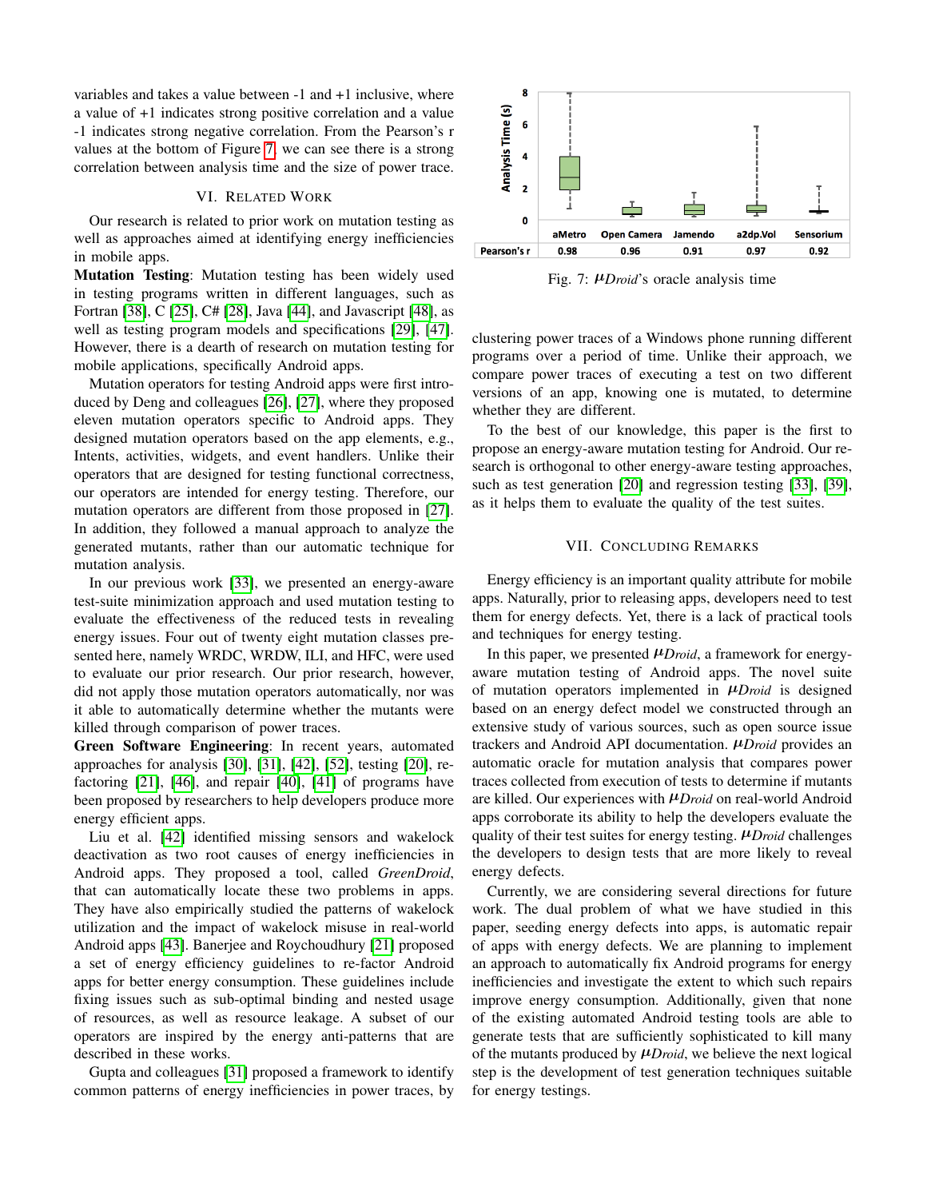variables and takes a value between -1 and +1 inclusive, where a value of +1 indicates strong positive correlation and a value -1 indicates strong negative correlation. From the Pearson's r values at the bottom of Figure 7, we can see there is a strong correlation between analysis time and the size of power trace.

|  | aMetro | Open Camera | Jamendo | a2dp.Vol | Sensorium |
|---|---|---|---|---|---|
| Pearson's r | 0.98 | 0.96 | 0.91 | 0.97 | 0.92 |

Fig. 7: *μDroid*'s oracle analysis time

## VI. Related Work

Our research is related to prior work on mutation testing as well as approaches aimed at identifying energy inefficiencies in mobile apps.

**Mutation Testing**: Mutation testing has been widely used in testing programs written in different languages, such as Fortran [38], C [25], C# [28], Java [44], and Javascript [48], as well as testing program models and specifications [29], [47]. However, there is a dearth of research on mutation testing for mobile applications, specifically Android apps.

Mutation operators for testing Android apps were first introduced by Deng and colleagues [26], [27], where they proposed eleven mutation operators specific to Android apps. They designed mutation operators based on the app elements, e.g., Intents, activities, widgets, and event handlers. Unlike their operators that are designed for testing functional correctness, our operators are intended for energy testing. Therefore, our mutation operators are different from those proposed in [27]. In addition, they followed a manual approach to analyze the generated mutants, rather than our automatic technique for mutation analysis.

In our previous work [33], we presented an energy-aware test-suite minimization approach and used mutation testing to evaluate the effectiveness of the reduced tests in revealing energy issues. Four out of twenty eight mutation classes presented here, namely WRDC, WRDW, ILI, and HFC, were used to evaluate our prior research. Our prior research, however, did not apply those mutation operators automatically, nor was it able to automatically determine whether the mutants were killed through comparison of power traces.

**Green Software Engineering**: In recent years, automated approaches for analysis [30], [31], [42], [52], testing [20], refactoring [21], [46], and repair [40], [41] of programs have been proposed by researchers to help developers produce more energy efficient apps.

Liu et al. [42] identified missing sensors and wakelock deactivation as two root causes of energy inefficiencies in Android apps. They proposed a tool, called *GreenDroid*, that can automatically locate these two problems in apps. They have also empirically studied the patterns of wakelock utilization and the impact of wakelock misuse in real-world Android apps [43]. Banerjee and Roychoudhury [21] proposed a set of energy efficiency guidelines to re-factor Android apps for better energy consumption. These guidelines include fixing issues such as sub-optimal binding and nested usage of resources, as well as resource leakage. A subset of our operators are inspired by the energy anti-patterns that are described in these works.

Gupta and colleagues [31] proposed a framework to identify common patterns of energy inefficiencies in power traces, by clustering power traces of a Windows phone running different programs over a period of time. Unlike their approach, we compare power traces of executing a test on two different versions of an app, knowing one is mutated, to determine whether they are different.

To the best of our knowledge, this paper is the first to propose an energy-aware mutation testing for Android. Our research is orthogonal to other energy-aware testing approaches, such as test generation [20] and regression testing [33], [39], as it helps them to evaluate the quality of the test suites.

## VII. Concluding Remarks

Energy efficiency is an important quality attribute for mobile apps. Naturally, prior to releasing apps, developers need to test them for energy defects. Yet, there is a lack of practical tools and techniques for energy testing.

In this paper, we presented *μDroid*, a framework for energy-aware mutation testing of Android apps. The novel suite of mutation operators implemented in *μDroid* is designed based on an energy defect model we constructed through an extensive study of various sources, such as open source issue trackers and Android API documentation. *μDroid* provides an automatic oracle for mutation analysis that compares power traces collected from execution of tests to determine if mutants are killed. Our experiences with *μDroid* on real-world Android apps corroborate its ability to help the developers evaluate the quality of their test suites for energy testing. *μDroid* challenges the developers to design tests that are more likely to reveal energy defects.

Currently, we are considering several directions for future work. The dual problem of what we have studied in this paper, seeding energy defects into apps, is automatic repair of apps with energy defects. We are planning to implement an approach to automatically fix Android programs for energy inefficiencies and investigate the extent to which such repairs improve energy consumption. Additionally, given that none of the existing automated Android testing tools are able to generate tests that are sufficiently sophisticated to kill many of the mutants produced by *μDroid*, we believe the next logical step is the development of test generation techniques suitable for energy testings.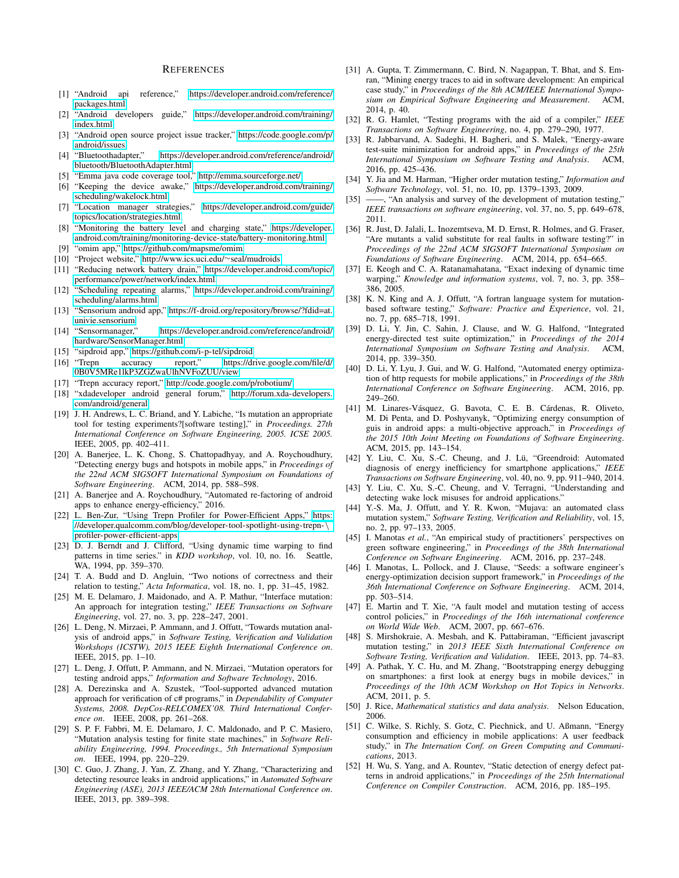# References

[1] "Android api reference," https://developer.android.com/reference/packages.html.

[2] "Android developers guide," https://developer.android.com/training/index.html.

[3] "Android open source project issue tracker," https://code.google.com/p/android/issues.

[4] "Bluetoothadapter," https://developer.android.com/reference/android/bluetooth/BluetoothAdapter.html.

[5] "Emma java code coverage tool," http://emma.sourceforge.net/.

[6] "Keeping the device awake," https://developer.android.com/training/scheduling/wakelock.html.

[7] "Location manager strategies," https://developer.android.com/guide/topics/location/strategies.html.

[8] "Monitoring the battery level and charging state," https://developer.android.com/training/monitoring-device-state/battery-monitoring.html.

[9] "omim app," https://github.com/mapsme/omim.

[10] "Project website," http://www.ics.uci.edu/~seal/mudroids.

[11] "Reducing network battery drain," https://developer.android.com/topic/performance/power/network/index.html.

[12] "Scheduling repeating alarms," https://developer.android.com/training/scheduling/alarms.html.

[13] "Sensorium android app," https://f-droid.org/repository/browse/?fdid=at.univie.sensorium.

[14] "Sensormanager," https://developer.android.com/reference/android/hardware/SensorManager.html.

[15] "sipdroid app," https://github.com/i-p-tel/sipdroid.

[16] "Trepn accuracy report," https://drive.google.com/file/d/0B0V5MRe1lkP3ZGZwaUlhNVFoZUU/view.

[17] "Trepn accuracy report," http://code.google.com/p/robotium/.

[18] "xdadeveloper android general forum," http://forum.xda-developers.com/android/general.

[19] J. H. Andrews, L. C. Briand, and Y. Labiche, "Is mutation an appropriate tool for testing experiments?[software testing]," in *Proceedings. 27th International Conference on Software Engineering, 2005. ICSE 2005.* IEEE, 2005, pp. 402–411.

[20] A. Banerjee, L. K. Chong, S. Chattopadhyay, and A. Roychoudhury, "Detecting energy bugs and hotspots in mobile apps," in *Proceedings of the 22nd ACM SIGSOFT International Symposium on Foundations of Software Engineering*. ACM, 2014, pp. 588–598.

[21] A. Banerjee and A. Roychoudhury, "Automated re-factoring of android apps to enhance energy-efficiency," 2016.

[22] L. Ben-Zur, "Using Trepn Profiler for Power-Efficient Apps," https://developer.qualcomm.com/blog/developer-tool-spotlight-using-trepn-\profiler-power-efficient-apps.

[23] D. J. Berndt and J. Clifford, "Using dynamic time warping to find patterns in time series." in *KDD workshop*, vol. 10, no. 16. Seattle, WA, 1994, pp. 359–370.

[24] T. A. Budd and D. Angluin, "Two notions of correctness and their relation to testing," *Acta Informatica*, vol. 18, no. 1, pp. 31–45, 1982.

[25] M. E. Delamaro, J. Maidonado, and A. P. Mathur, "Interface mutation: An approach for integration testing," *IEEE Transactions on Software Engineering*, vol. 27, no. 3, pp. 228–247, 2001.

[26] L. Deng, N. Mirzaei, P. Ammann, and J. Offutt, "Towards mutation analysis of android apps," in *Software Testing, Verification and Validation Workshops (ICSTW), 2015 IEEE Eighth International Conference on*. IEEE, 2015, pp. 1–10.

[27] L. Deng, J. Offutt, P. Ammann, and N. Mirzaei, "Mutation operators for testing android apps," *Information and Software Technology*, 2016.

[28] A. Derezinska and A. Szustek, "Tool-supported advanced mutation approach for verification of c# programs," in *Dependability of Computer Systems, 2008. DepCos-RELCOMEX'08. Third International Conference on*. IEEE, 2008, pp. 261–268.

[29] S. P. F. Fabbri, M. E. Delamaro, J. C. Maldonado, and P. C. Masiero, "Mutation analysis testing for finite state machines," in *Software Reliability Engineering, 1994. Proceedings., 5th International Symposium on*. IEEE, 1994, pp. 220–229.

[30] C. Guo, J. Zhang, J. Yan, Z. Zhang, and Y. Zhang, "Characterizing and detecting resource leaks in android applications," in *Automated Software Engineering (ASE), 2013 IEEE/ACM 28th International Conference on*. IEEE, 2013, pp. 389–398.

[31] A. Gupta, T. Zimmermann, C. Bird, N. Nagappan, T. Bhat, and S. Emran, "Mining energy traces to aid in software development: An empirical case study," in *Proceedings of the 8th ACM/IEEE International Symposium on Empirical Software Engineering and Measurement*. ACM, 2014, p. 40.

[32] R. G. Hamlet, "Testing programs with the aid of a compiler," *IEEE Transactions on Software Engineering*, no. 4, pp. 279–290, 1977.

[33] R. Jabbarvand, A. Sadeghi, H. Bagheri, and S. Malek, "Energy-aware test-suite minimization for android apps," in *Proceedings of the 25th International Symposium on Software Testing and Analysis*. ACM, 2016, pp. 425–436.

[34] Y. Jia and M. Harman, "Higher order mutation testing," *Information and Software Technology*, vol. 51, no. 10, pp. 1379–1393, 2009.

[35] ——, "An analysis and survey of the development of mutation testing," *IEEE transactions on software engineering*, vol. 37, no. 5, pp. 649–678, 2011.

[36] R. Just, D. Jalali, L. Inozemtseva, M. D. Ernst, R. Holmes, and G. Fraser, "Are mutants a valid substitute for real faults in software testing?" in *Proceedings of the 22nd ACM SIGSOFT International Symposium on Foundations of Software Engineering*. ACM, 2014, pp. 654–665.

[37] E. Keogh and C. A. Ratanamahatana, "Exact indexing of dynamic time warping," *Knowledge and information systems*, vol. 7, no. 3, pp. 358–386, 2005.

[38] K. N. King and A. J. Offutt, "A fortran language system for mutation-based software testing," *Software: Practice and Experience*, vol. 21, no. 7, pp. 685–718, 1991.

[39] D. Li, Y. Jin, C. Sahin, J. Clause, and W. G. Halfond, "Integrated energy-directed test suite optimization," in *Proceedings of the 2014 International Symposium on Software Testing and Analysis*. ACM, 2014, pp. 339–350.

[40] D. Li, Y. Lyu, J. Gui, and W. G. Halfond, "Automated energy optimization of http requests for mobile applications," in *Proceedings of the 38th International Conference on Software Engineering*. ACM, 2016, pp. 249–260.

[41] M. Linares-Vásquez, G. Bavota, C. E. B. Cárdenas, R. Oliveto, M. Di Penta, and D. Poshyvanyk, "Optimizing energy consumption of guis in android apps: a multi-objective approach," in *Proceedings of the 2015 10th Joint Meeting on Foundations of Software Engineering*. ACM, 2015, pp. 143–154.

[42] Y. Liu, C. Xu, S.-C. Cheung, and J. Lü, "Greendroid: Automated diagnosis of energy inefficiency for smartphone applications," *IEEE Transactions on Software Engineering*, vol. 40, no. 9, pp. 911–940, 2014.

[43] Y. Liu, C. Xu, S.-C. Cheung, and V. Terragni, "Understanding and detecting wake lock misuses for android applications."

[44] Y.-S. Ma, J. Offutt, and Y. R. Kwon, "Mujava: an automated class mutation system," *Software Testing, Verification and Reliability*, vol. 15, no. 2, pp. 97–133, 2005.

[45] I. Manotas *et al.*, "An empirical study of practitioners' perspectives on green software engineering," in *Proceedings of the 38th International Conference on Software Engineering*. ACM, 2016, pp. 237–248.

[46] I. Manotas, L. Pollock, and J. Clause, "Seeds: a software engineer's energy-optimization decision support framework," in *Proceedings of the 36th International Conference on Software Engineering*. ACM, 2014, pp. 503–514.

[47] E. Martin and T. Xie, "A fault model and mutation testing of access control policies," in *Proceedings of the 16th international conference on World Wide Web*. ACM, 2007, pp. 667–676.

[48] S. Mirshokraie, A. Mesbah, and K. Pattabiraman, "Efficient javascript mutation testing," in *2013 IEEE Sixth International Conference on Software Testing, Verification and Validation*. IEEE, 2013, pp. 74–83.

[49] A. Pathak, Y. C. Hu, and M. Zhang, "Bootstrapping energy debugging on smartphones: a first look at energy bugs in mobile devices," in *Proceedings of the 10th ACM Workshop on Hot Topics in Networks*. ACM, 2011, p. 5.

[50] J. Rice, *Mathematical statistics and data analysis*. Nelson Education, 2006.

[51] C. Wilke, S. Richly, S. Gotz, C. Piechnick, and U. Aßmann, "Energy consumption and efficiency in mobile applications: A user feedback study," in *The Internation Conf. on Green Computing and Communications*, 2013.

[52] H. Wu, S. Yang, and A. Rountev, "Static detection of energy defect patterns in android applications," in *Proceedings of the 25th International Conference on Compiler Construction*. ACM, 2016, pp. 185–195.